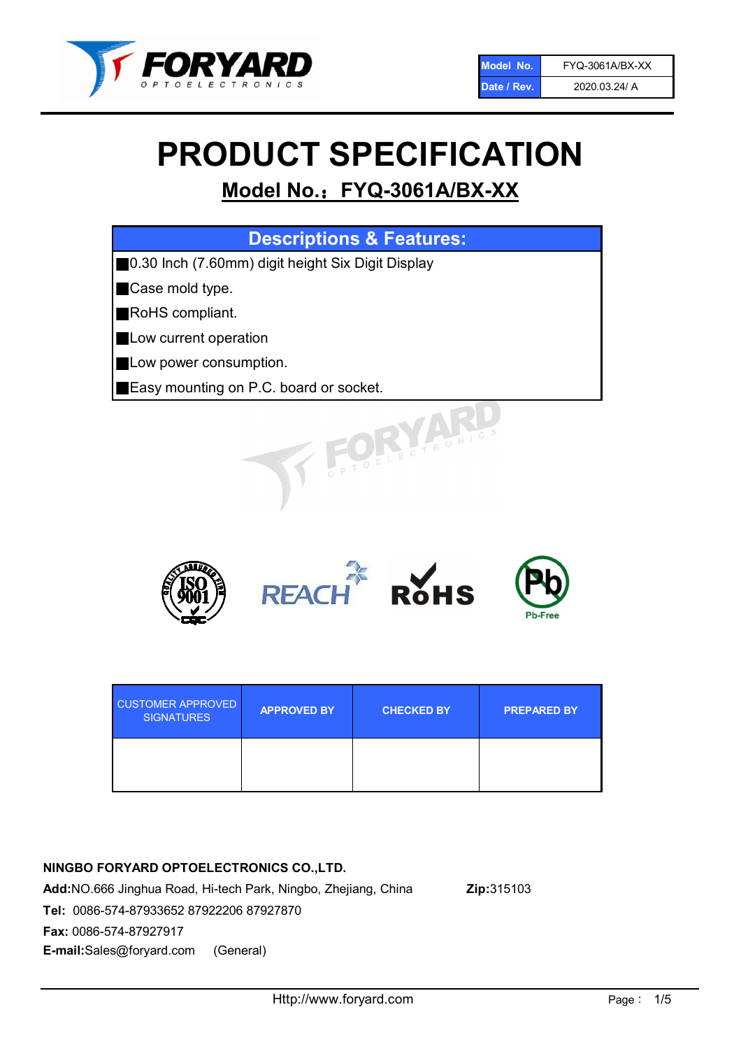| Model No. | FYQ-3061A/BX-XX |
| --- | --- |
| Date / Rev. | 2020.03.24/ A |

# PRODUCT SPECIFICATION

## Model No.：FYQ-3061A/BX-XX

### Descriptions & Features:

- 0.30 Inch (7.60mm) digit height Six Digit Display
- Case mold type.
- RoHS compliant.
- Low current operation
- Low power consumption.
- Easy mounting on P.C. board or socket.

| CUSTOMER APPROVED SIGNATURES | APPROVED BY | CHECKED BY | PREPARED BY |
| --- | --- | --- | --- |
| | | | |

**NINGBO FORYARD OPTOELECTRONICS CO.,LTD.**

**Add:**NO.666 Jinghua Road, Hi-tech Park, Ningbo, Zhejiang, China **Zip:**315103

**Tel:** 0086-574-87933652 87922206 87927870

**Fax:** 0086-574-87927917

**E-mail:**Sales@foryard.com (General)

Http://www.foryard.com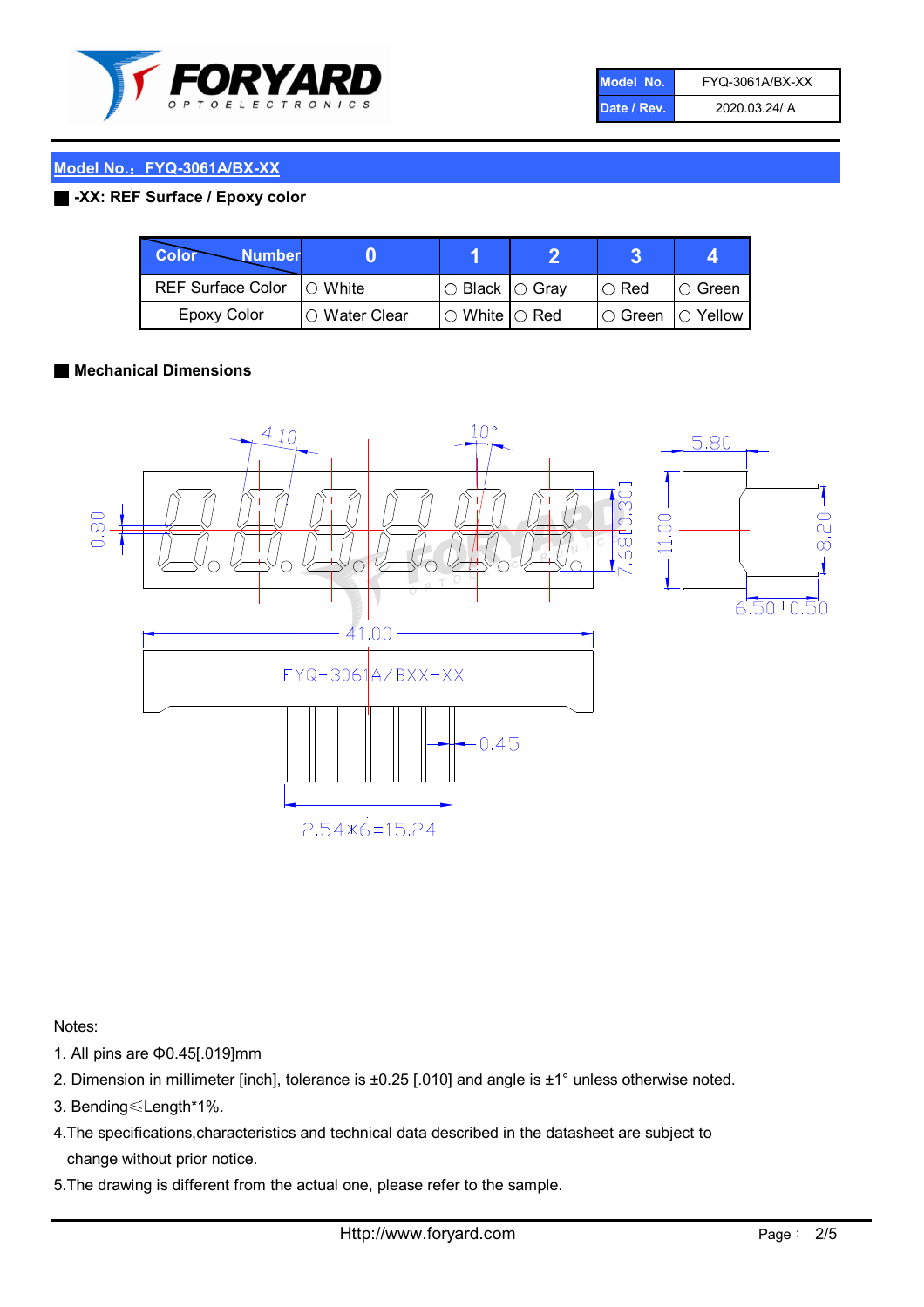| Model No. | FYQ-3061A/BX-XX |
| --- | --- |
| Date / Rev. | 2020.03.24/ A |

## Model No.：FYQ-3061A/BX-XX

**-XX: REF Surface / Epoxy color**

| Color \ Number | 0 | 1 | 2 | 3 | 4 |
| --- | --- | --- | --- | --- | --- |
| REF Surface Color | ○ White | ○ Black | ○ Gray | ○ Red | ○ Green |
| Epoxy Color | ○ Water Clear | ○ White | ○ Red | ○ Green | ○ Yellow |

**Mechanical Dimensions**

4.10

10°

5.80

0.80

7.68[0.30]

11.00

8.20

6.50±0.50

41.00

FYQ-3061A/BXX-XX

0.45

2.54*6=15.24

Notes:

1. All pins are Φ0.45[.019]mm
2. Dimension in millimeter [inch], tolerance is ±0.25 [.010] and angle is ±1° unless otherwise noted.
3. Bending≤Length*1%.
4. The specifications,characteristics and technical data described in the datasheet are subject to change without prior notice.
5. The drawing is different from the actual one, please refer to the sample.

Http://www.foryard.com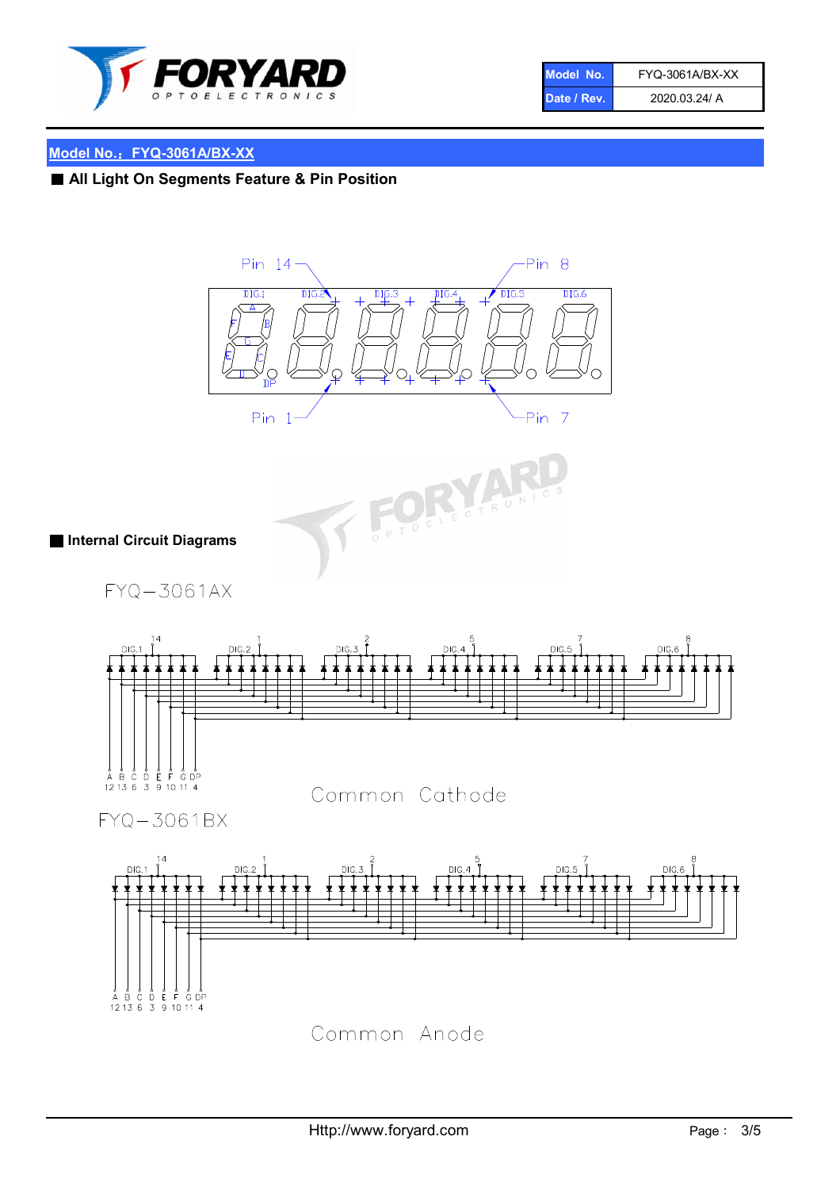| Model No. | FYQ-3061A/BX-XX |
| --- | --- |
| Date / Rev. | 2020.03.24/ A |

## Model No.：FYQ-3061A/BX-XX

### ■ All Light On Segments Feature & Pin Position

Pin 14 — Pin 8

DIG.1 DIG.2 DIG.3 DIG.4 DIG.5 DIG.6

A B C D E F G DP

Pin 1 — Pin 7

### ■ Internal Circuit Diagrams

FYQ−3061AX

DIG.1 (14) DIG.2 (1) DIG.3 (2) DIG.4 (5) DIG.5 (7) DIG.6 (8)

| A | B | C | D | E | F | G | DP |
| --- | --- | --- | --- | --- | --- | --- | --- |
| 12 | 13 | 6 | 3 | 9 | 10 | 11 | 4 |

Common Cathode

FYQ−3061BX

DIG.1 (14) DIG.2 (1) DIG.3 (2) DIG.4 (5) DIG.5 (7) DIG.6 (8)

| A | B | C | D | E | F | G | DP |
| --- | --- | --- | --- | --- | --- | --- | --- |
| 12 | 13 | 6 | 3 | 9 | 10 | 11 | 4 |

Common Anode

Http://www.foryard.com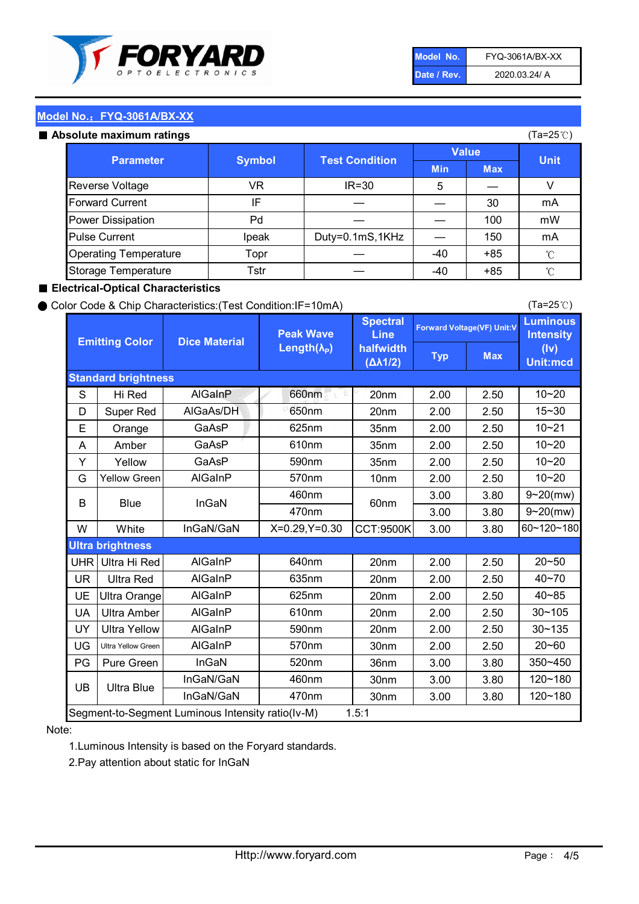| Model No. | FYQ-3061A/BX-XX |
|---|---|
| Date / Rev. | 2020.03.24/ A |

## Model No.：FYQ-3061A/BX-XX

### ■ Absolute maximum ratings

(Ta=25℃)

| Parameter | Symbol | Test Condition | Value Min | Value Max | Unit |
|---|---|---|---|---|---|
| Reverse Voltage | VR | IR=30 | 5 | — | V |
| Forward Current | IF | — | — | 30 | mA |
| Power Dissipation | Pd | — | — | 100 | mW |
| Pulse Current | Ipeak | Duty=0.1mS,1KHz | — | 150 | mA |
| Operating Temperature | Topr | — | -40 | +85 | ℃ |
| Storage Temperature | Tstr | — | -40 | +85 | ℃ |

### ■ Electrical-Optical Characteristics

● Color Code & Chip Characteristics:(Test Condition:IF=10mA)

(Ta=25℃)

| | Emitting Color | Dice Material | Peak Wave Length($\lambda_P$) | Spectral Line halfwidth ($\Delta\lambda 1/2$) | Forward Voltage(VF) Unit:V Typ | Forward Voltage(VF) Unit:V Max | Luminous Intensity (Iv) Unit:mcd |
|---|---|---|---|---|---|---|---|
| **Standard brightness** | | | | | | | |
| S | Hi Red | AlGaInP | 660nm | 20nm | 2.00 | 2.50 | 10~20 |
| D | Super Red | AlGaAs/DH | 650nm | 20nm | 2.00 | 2.50 | 15~30 |
| E | Orange | GaAsP | 625nm | 35nm | 2.00 | 2.50 | 10~21 |
| A | Amber | GaAsP | 610nm | 35nm | 2.00 | 2.50 | 10~20 |
| Y | Yellow | GaAsP | 590nm | 35nm | 2.00 | 2.50 | 10~20 |
| G | Yellow Green | AlGaInP | 570nm | 10nm | 2.00 | 2.50 | 10~20 |
| B | Blue | InGaN | 460nm | 60nm | 3.00 | 3.80 | 9~20(mw) |
| | | | 470nm | | 3.00 | 3.80 | 9~20(mw) |
| W | White | InGaN/GaN | X=0.29,Y=0.30 | CCT:9500K | 3.00 | 3.80 | 60~120~180 |
| **Ultra brightness** | | | | | | | |
| UHR | Ultra Hi Red | AlGaInP | 640nm | 20nm | 2.00 | 2.50 | 20~50 |
| UR | Ultra Red | AlGaInP | 635nm | 20nm | 2.00 | 2.50 | 40~70 |
| UE | Ultra Orange | AlGaInP | 625nm | 20nm | 2.00 | 2.50 | 40~85 |
| UA | Ultra Amber | AlGaInP | 610nm | 20nm | 2.00 | 2.50 | 30~105 |
| UY | Ultra Yellow | AlGaInP | 590nm | 20nm | 2.00 | 2.50 | 30~135 |
| UG | Ultra Yellow Green | AlGaInP | 570nm | 30nm | 2.00 | 2.50 | 20~60 |
| PG | Pure Green | InGaN | 520nm | 36nm | 3.00 | 3.80 | 350~450 |
| UB | Ultra Blue | InGaN/GaN | 460nm | 30nm | 3.00 | 3.80 | 120~180 |
| | | InGaN/GaN | 470nm | 30nm | 3.00 | 3.80 | 120~180 |
| Segment-to-Segment Luminous Intensity ratio(Iv-M) | | | 1.5:1 | | | | |

Note:

1.Luminous Intensity is based on the Foryard standards.

2.Pay attention about static for InGaN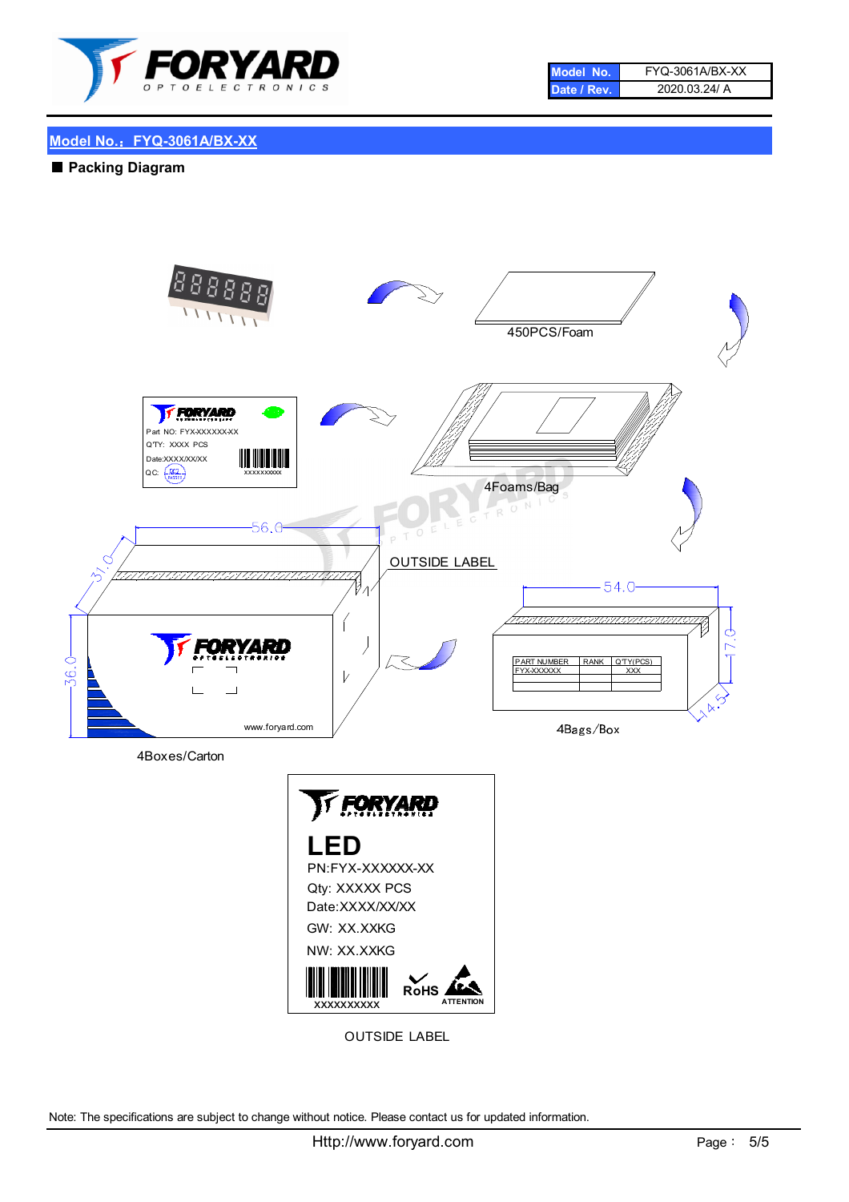| Model No. | FYQ-3061A/BX-XX |
|---|---|
| Date / Rev. | 2020.03.24/ A |

## Model No.：FYQ-3061A/BX-XX

■ **Packing Diagram**

450PCS/Foam

Part NO: FYX-XXXXXX-XX
Q'TY: XXXX PCS
Date:XXXX/XX/XX
QC:
XXXXXXXXXX

4Foams/Bag

56.0
31.0
36.0
OUTSIDE LABEL
www.foryard.com
4Boxes/Carton

54.0
17.0
14.5

| PART NUMBER | RANK | Q'TY(PCS) |
|---|---|---|
| FYX-XXXXXX | | XXX |
| | | |
| | | |

4Bags/Box

LED
PN:FYX-XXXXXX-XX
Qty: XXXXX PCS
Date:XXXX/XX/XX
GW: XX.XXKG
NW: XX.XXKG
XXXXXXXXXX
RoHS
ATTENTION

OUTSIDE LABEL

Note: The specifications are subject to change without notice. Please contact us for updated information.